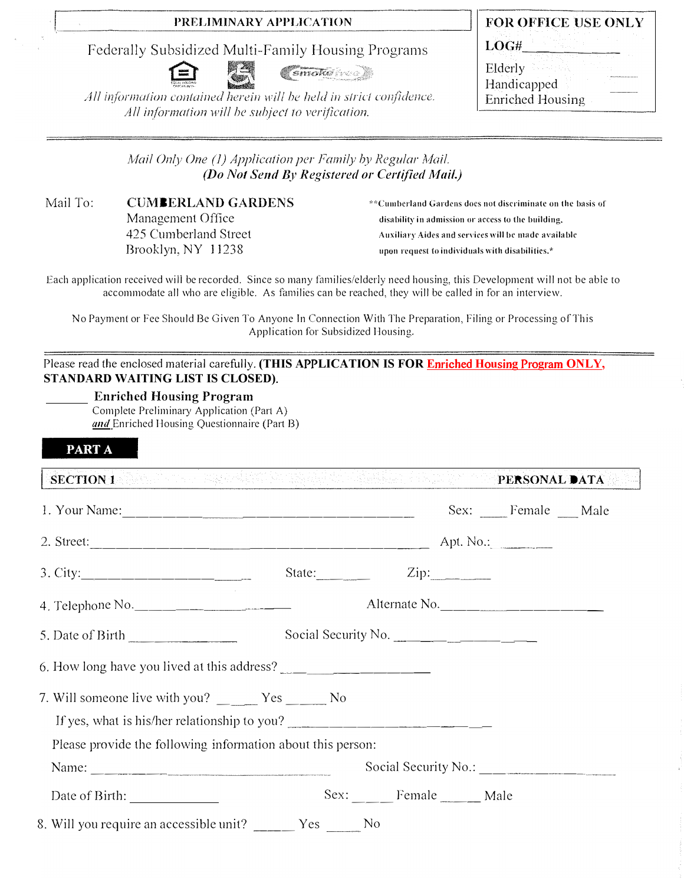**PRELIMINARY APPLICATION**

Federally Subsidized Multi-Family Housing Programs

*All information contained herein will be held in strict confidence.*
*All information will be subject to verification.*

**FOR OFFICE USE ONLY**

**LOG#**\_\_\_\_\_\_\_\_\_\_\_\_

Elderly \_\_\_\_\_
Handicapped \_\_\_\_\_
Enriched Housing \_\_\_\_\_

---

*Mail Only One (1) Application per Family by Regular Mail.*
***(Do Not Send By Registered or Certified Mail.)***

Mail To: **CUMBERLAND GARDENS**
Management Office
425 Cumberland Street
Brooklyn, NY 11238

**Cumberland Gardens does not discriminate on the basis of disability in admission or access to the building. Auxiliary Aides and services will be made available upon request to individuals with disabilities.*

Each application received will be recorded. Since so many families/elderly need housing, this Development will not be able to accommodate all who are eligible. As families can be reached, they will be called in for an interview.

No Payment or Fee Should Be Given To Anyone In Connection With The Preparation, Filing or Processing of This Application for Subsidized Housing.

---

Please read the enclosed material carefully. **(THIS APPLICATION IS FOR Enriched Housing Program ONLY, STANDARD WAITING LIST IS CLOSED).**

\_\_\_\_\_\_ **Enriched Housing Program**
Complete Preliminary Application (Part A)
*and* Enriched Housing Questionnaire (Part B)

## PART A

### SECTION 1 — PERSONAL DATA

1. Your Name:\_\_\_\_\_\_\_\_\_\_\_\_\_\_\_\_\_\_\_\_\_\_\_\_\_\_\_\_\_\_\_\_\_\_\_\_ Sex: \_\_\_\_ Female \_\_\_\_ Male

2. Street:\_\_\_\_\_\_\_\_\_\_\_\_\_\_\_\_\_\_\_\_\_\_\_\_\_\_\_\_\_\_\_\_\_\_\_\_\_\_\_ Apt. No.: \_\_\_\_\_\_\_

3. City:\_\_\_\_\_\_\_\_\_\_\_\_\_\_\_\_\_\_\_\_\_ State:\_\_\_\_\_\_\_ Zip:\_\_\_\_\_\_\_\_

4. Telephone No.\_\_\_\_\_\_\_\_\_\_\_\_\_\_\_\_\_\_\_\_\_\_ Alternate No.\_\_\_\_\_\_\_\_\_\_\_\_\_\_\_\_\_\_\_\_\_\_

5. Date of Birth \_\_\_\_\_\_\_\_\_\_\_\_\_\_\_\_ Social Security No. \_\_\_\_\_\_\_\_\_\_\_\_\_\_\_\_\_\_\_\_

6. How long have you lived at this address? \_\_\_\_\_\_\_\_\_\_\_\_\_\_\_\_\_\_\_\_

7. Will someone live with you? \_\_\_\_\_ Yes \_\_\_\_\_ No

   If yes, what is his/her relationship to you? \_\_\_\_\_\_\_\_\_\_\_\_\_\_\_\_\_\_\_\_\_\_\_\_\_

   Please provide the following information about this person:

   Name: \_\_\_\_\_\_\_\_\_\_\_\_\_\_\_\_\_\_\_\_\_\_\_\_\_\_\_\_\_\_\_ Social Security No.: \_\_\_\_\_\_\_\_\_\_\_\_\_\_\_\_\_\_

   Date of Birth: \_\_\_\_\_\_\_\_\_\_\_\_ Sex: \_\_\_\_\_ Female \_\_\_\_\_ Male

8. Will you require an accessible unit? \_\_\_\_\_ Yes \_\_\_\_\_ No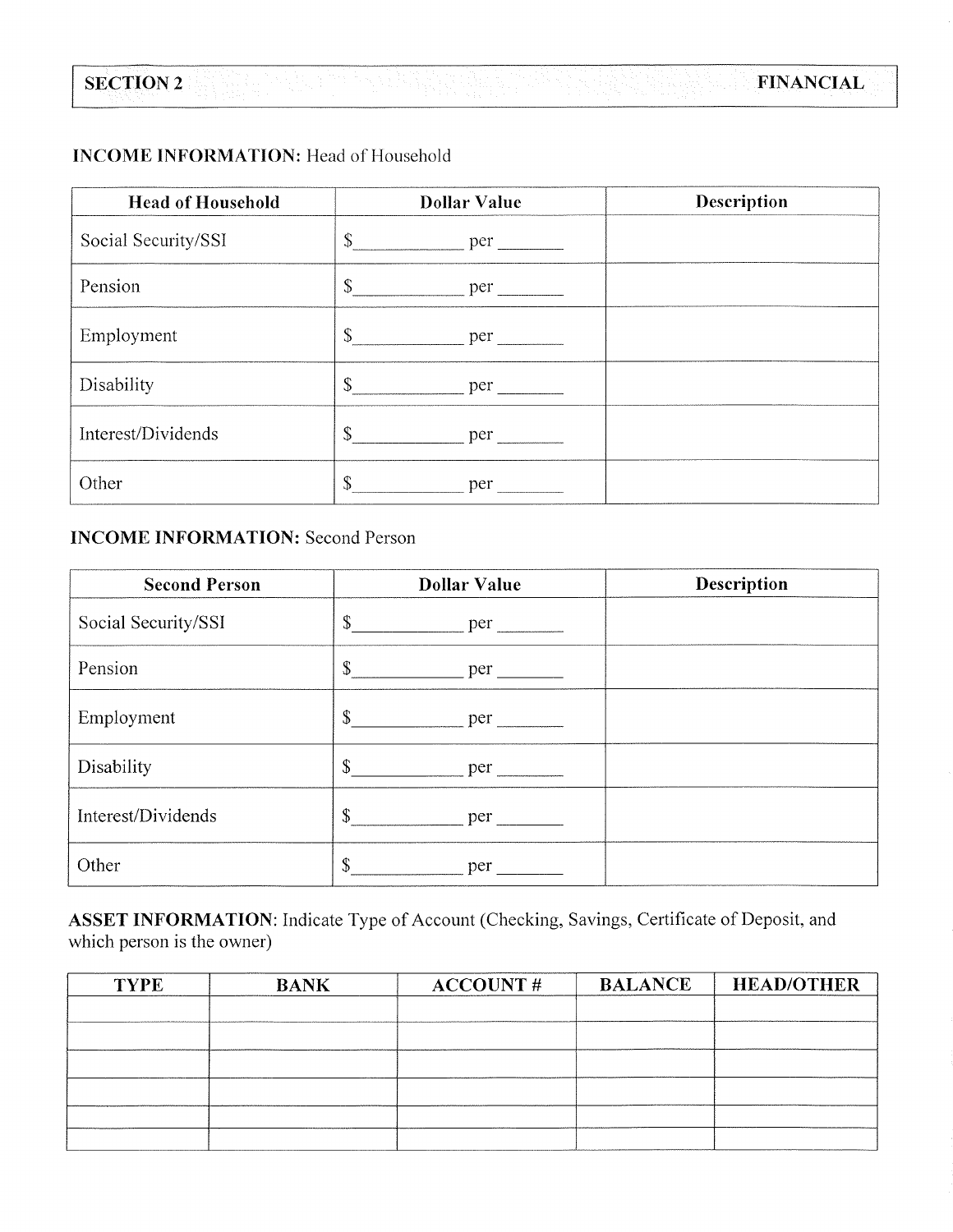| SECTION 2 | FINANCIAL |
|---|---|

**INCOME INFORMATION:** Head of Household

| Head of Household | Dollar Value | Description |
|---|---|---|
| Social Security/SSI | $\_\_\_\_\_\_\_\_\_\_ per \_\_\_\_\_\_ | |
| Pension | $\_\_\_\_\_\_\_\_\_\_ per \_\_\_\_\_\_ | |
| Employment | $\_\_\_\_\_\_\_\_\_\_ per \_\_\_\_\_\_ | |
| Disability | $\_\_\_\_\_\_\_\_\_\_ per \_\_\_\_\_\_ | |
| Interest/Dividends | $\_\_\_\_\_\_\_\_\_\_ per \_\_\_\_\_\_ | |
| Other | $\_\_\_\_\_\_\_\_\_\_ per \_\_\_\_\_\_ | |

**INCOME INFORMATION:** Second Person

| Second Person | Dollar Value | Description |
|---|---|---|
| Social Security/SSI | $\_\_\_\_\_\_\_\_\_\_ per \_\_\_\_\_\_ | |
| Pension | $\_\_\_\_\_\_\_\_\_\_ per \_\_\_\_\_\_ | |
| Employment | $\_\_\_\_\_\_\_\_\_\_ per \_\_\_\_\_\_ | |
| Disability | $\_\_\_\_\_\_\_\_\_\_ per \_\_\_\_\_\_ | |
| Interest/Dividends | $\_\_\_\_\_\_\_\_\_\_ per \_\_\_\_\_\_ | |
| Other | $\_\_\_\_\_\_\_\_\_\_ per \_\_\_\_\_\_ | |

**ASSET INFORMATION**: Indicate Type of Account (Checking, Savings, Certificate of Deposit, and which person is the owner)

| TYPE | BANK | ACCOUNT # | BALANCE | HEAD/OTHER |
|---|---|---|---|---|
| | | | | |
| | | | | |
| | | | | |
| | | | | |
| | | | | |
| | | | | |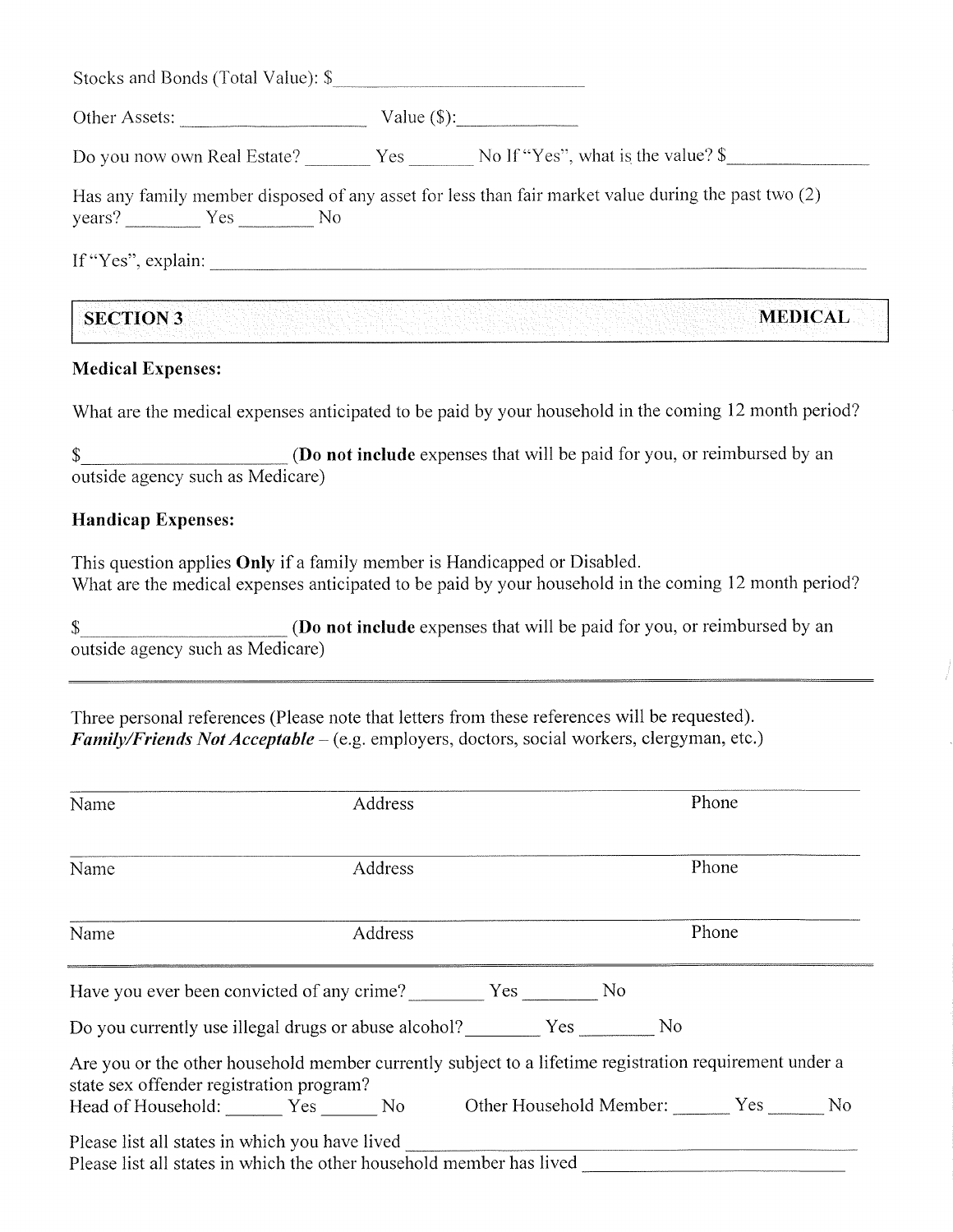Stocks and Bonds (Total Value): $______________________________

Other Assets: ______________________ Value ($):______________

Do you now own Real Estate? _______ Yes _______ No If "Yes", what is the value? $________________

Has any family member disposed of any asset for less than fair market value during the past two (2) years? ________ Yes ________ No

If "Yes", explain: ____________________________________________________________________________

## SECTION 3 — MEDICAL

**Medical Expenses:**

What are the medical expenses anticipated to be paid by your household in the coming 12 month period?

$______________________ (**Do not include** expenses that will be paid for you, or reimbursed by an outside agency such as Medicare)

**Handicap Expenses:**

This question applies **Only** if a family member is Handicapped or Disabled.
What are the medical expenses anticipated to be paid by your household in the coming 12 month period?

$______________________ (**Do not include** expenses that will be paid for you, or reimbursed by an outside agency such as Medicare)

---

Three personal references (Please note that letters from these references will be requested).
***Family/Friends Not Acceptable*** – (e.g. employers, doctors, social workers, clergyman, etc.)

| Name | Address | Phone |
|---|---|---|
| | | |
| | | |
| | | |

Have you ever been convicted of any crime? ________ Yes ________ No

Do you currently use illegal drugs or abuse alcohol? ________ Yes ________ No

Are you or the other household member currently subject to a lifetime registration requirement under a state sex offender registration program?
Head of Household: ______ Yes ______ No Other Household Member: ______ Yes ______ No

Please list all states in which you have lived ________________________________________
Please list all states in which the other household member has lived ____________________________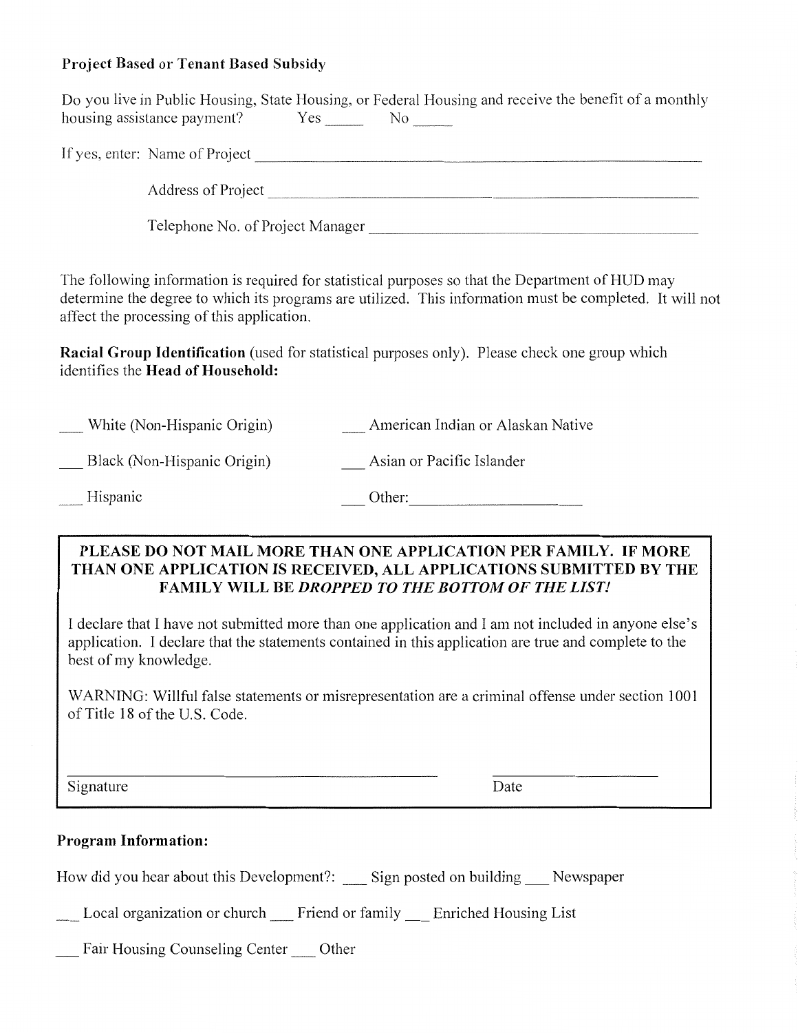**Project Based or Tenant Based Subsidy**

Do you live in Public Housing, State Housing, or Federal Housing and receive the benefit of a monthly housing assistance payment? Yes _____ No _____

If yes, enter: Name of Project ________________________________________________

Address of Project ________________________________________________

Telephone No. of Project Manager ________________________________________

The following information is required for statistical purposes so that the Department of HUD may determine the degree to which its programs are utilized. This information must be completed. It will not affect the processing of this application.

**Racial Group Identification** (used for statistical purposes only). Please check one group which identifies the **Head of Household:**

___ White (Non-Hispanic Origin) ___ American Indian or Alaskan Native

___ Black (Non-Hispanic Origin) ___ Asian or Pacific Islander

___ Hispanic ___ Other: ______________________

**PLEASE DO NOT MAIL MORE THAN ONE APPLICATION PER FAMILY. IF MORE THAN ONE APPLICATION IS RECEIVED, ALL APPLICATIONS SUBMITTED BY THE FAMILY WILL BE *DROPPED TO THE BOTTOM OF THE LIST!***

I declare that I have not submitted more than one application and I am not included in anyone else's application. I declare that the statements contained in this application are true and complete to the best of my knowledge.

WARNING: Willful false statements or misrepresentation are a criminal offense under section 1001 of Title 18 of the U.S. Code.

______________________________________________ ______________________

Signature Date

**Program Information:**

How did you hear about this Development?: ___ Sign posted on building ___ Newspaper

___ Local organization or church ___ Friend or family ___ Enriched Housing List

___ Fair Housing Counseling Center ___ Other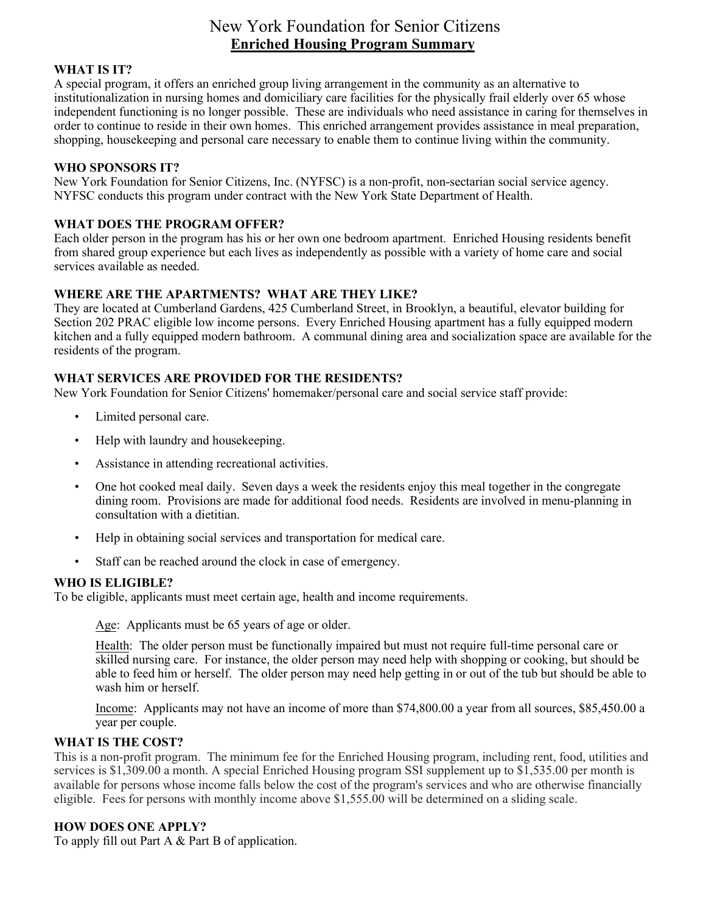# New York Foundation for Senior Citizens

## Enriched Housing Program Summary

### WHAT IS IT?

A special program, it offers an enriched group living arrangement in the community as an alternative to institutionalization in nursing homes and domiciliary care facilities for the physically frail elderly over 65 whose independent functioning is no longer possible. These are individuals who need assistance in caring for themselves in order to continue to reside in their own homes. This enriched arrangement provides assistance in meal preparation, shopping, housekeeping and personal care necessary to enable them to continue living within the community.

### WHO SPONSORS IT?

New York Foundation for Senior Citizens, Inc. (NYFSC) is a non-profit, non-sectarian social service agency. NYFSC conducts this program under contract with the New York State Department of Health.

### WHAT DOES THE PROGRAM OFFER?

Each older person in the program has his or her own one bedroom apartment. Enriched Housing residents benefit from shared group experience but each lives as independently as possible with a variety of home care and social services available as needed.

### WHERE ARE THE APARTMENTS? WHAT ARE THEY LIKE?

They are located at Cumberland Gardens, 425 Cumberland Street, in Brooklyn, a beautiful, elevator building for Section 202 PRAC eligible low income persons. Every Enriched Housing apartment has a fully equipped modern kitchen and a fully equipped modern bathroom. A communal dining area and socialization space are available for the residents of the program.

### WHAT SERVICES ARE PROVIDED FOR THE RESIDENTS?

New York Foundation for Senior Citizens' homemaker/personal care and social service staff provide:

- Limited personal care.
- Help with laundry and housekeeping.
- Assistance in attending recreational activities.
- One hot cooked meal daily. Seven days a week the residents enjoy this meal together in the congregate dining room. Provisions are made for additional food needs. Residents are involved in menu-planning in consultation with a dietitian.
- Help in obtaining social services and transportation for medical care.
- Staff can be reached around the clock in case of emergency.

### WHO IS ELIGIBLE?

To be eligible, applicants must meet certain age, health and income requirements.

Age: Applicants must be 65 years of age or older.

Health: The older person must be functionally impaired but must not require full-time personal care or skilled nursing care. For instance, the older person may need help with shopping or cooking, but should be able to feed him or herself. The older person may need help getting in or out of the tub but should be able to wash him or herself.

Income: Applicants may not have an income of more than $74,800.00 a year from all sources, $85,450.00 a year per couple.

### WHAT IS THE COST?

This is a non-profit program. The minimum fee for the Enriched Housing program, including rent, food, utilities and services is $1,309.00 a month. A special Enriched Housing program SSI supplement up to $1,535.00 per month is available for persons whose income falls below the cost of the program's services and who are otherwise financially eligible. Fees for persons with monthly income above $1,555.00 will be determined on a sliding scale.

### HOW DOES ONE APPLY?

To apply fill out Part A & Part B of application.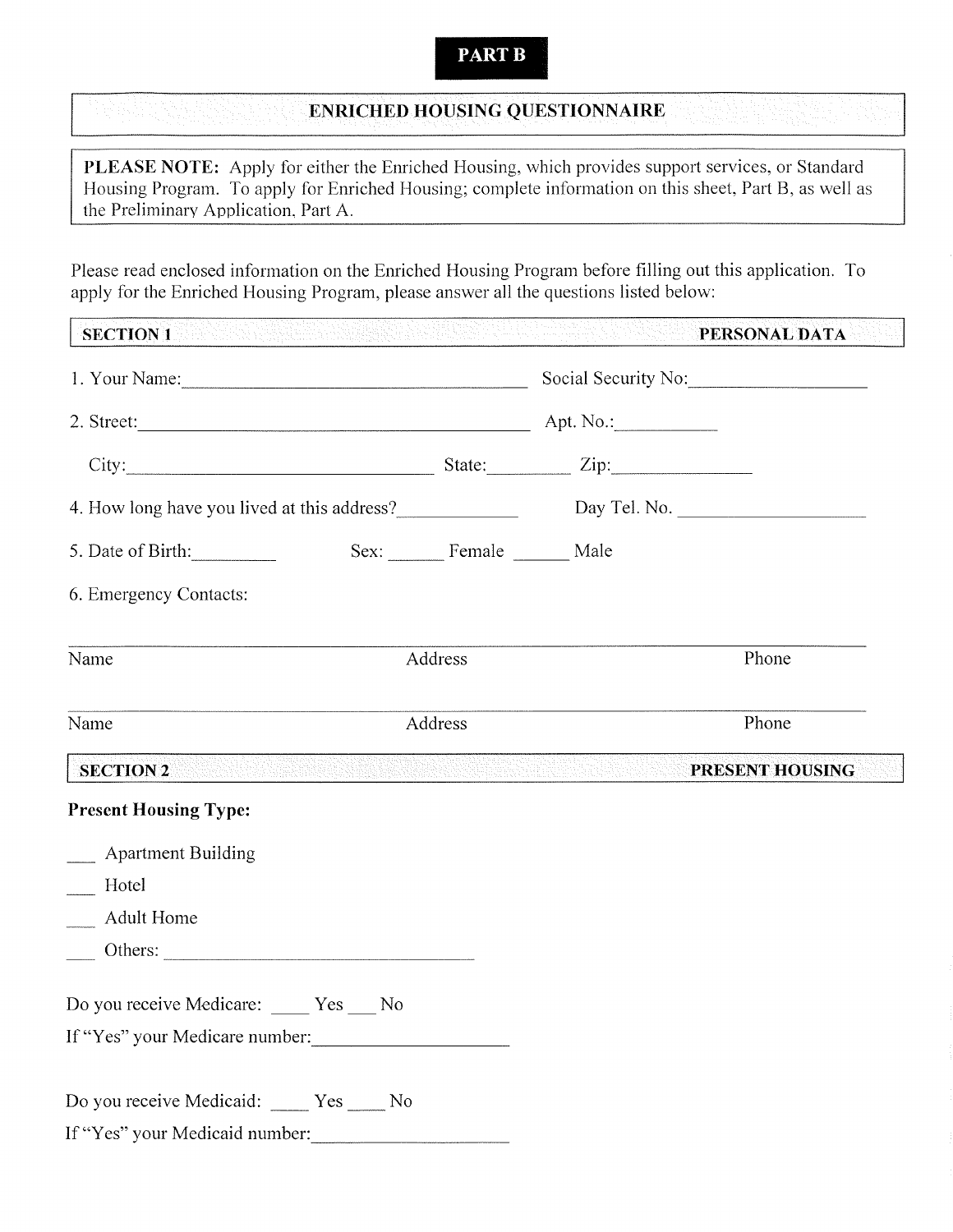**PART B**

## ENRICHED HOUSING QUESTIONNAIRE

**PLEASE NOTE:** Apply for either the Enriched Housing, which provides support services, or Standard Housing Program. To apply for Enriched Housing; complete information on this sheet, Part B, as well as the Preliminary Application, Part A.

Please read enclosed information on the Enriched Housing Program before filling out this application. To apply for the Enriched Housing Program, please answer all the questions listed below:

### SECTION 1 — PERSONAL DATA

1. Your Name:______________________________ Social Security No:________________

2. Street:______________________________ Apt. No.:__________

   City:______________________________ State:________ Zip:______________

4. How long have you lived at this address?____________ Day Tel. No. ________________

5. Date of Birth:_________ Sex: ______ Female ______ Male

6. Emergency Contacts:

______________________________________________________________________

Name                              Address                              Phone

______________________________________________________________________

Name                              Address                              Phone

### SECTION 2 — PRESENT HOUSING

**Present Housing Type:**

___ Apartment Building

___ Hotel

___ Adult Home

___ Others: ______________________________

Do you receive Medicare: ____ Yes ___ No

If "Yes" your Medicare number:____________________

Do you receive Medicaid: ____ Yes ____ No

If "Yes" your Medicaid number:____________________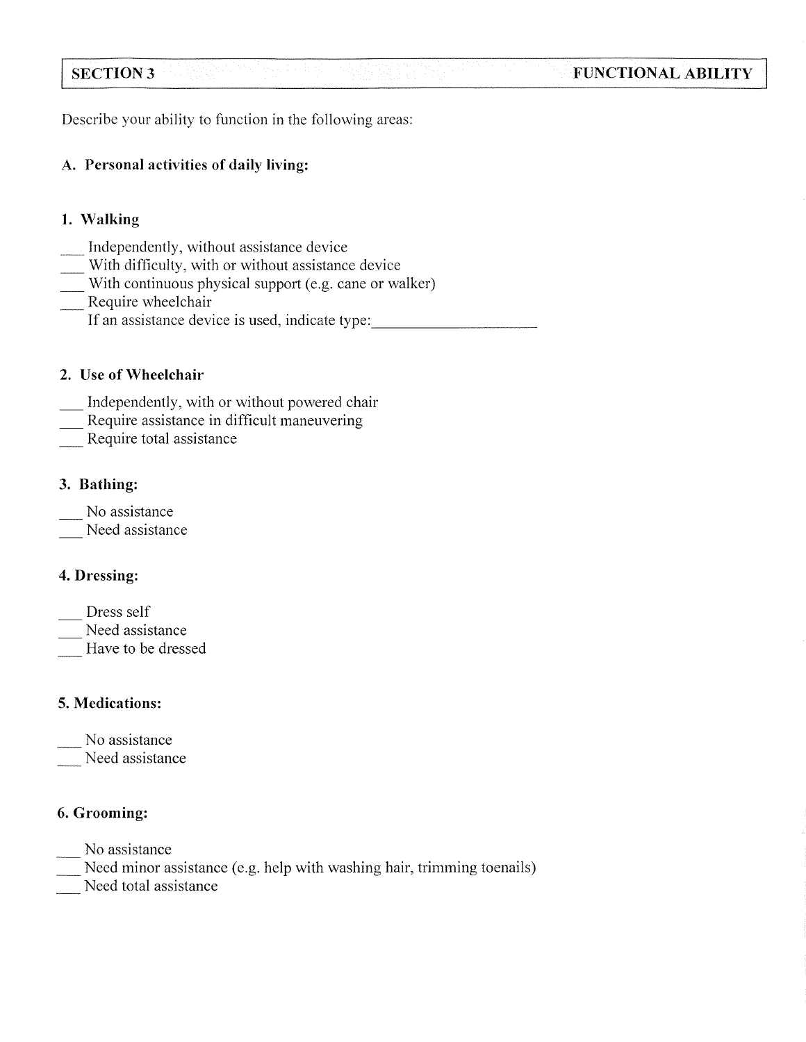## SECTION 3 — FUNCTIONAL ABILITY

Describe your ability to function in the following areas:

### A. Personal activities of daily living:

#### 1. Walking

___ Independently, without assistance device  
___ With difficulty, with or without assistance device  
___ With continuous physical support (e.g. cane or walker)  
___ Require wheelchair  
If an assistance device is used, indicate type:______________________

#### 2. Use of Wheelchair

___ Independently, with or without powered chair  
___ Require assistance in difficult maneuvering  
___ Require total assistance

#### 3. Bathing:

___ No assistance  
___ Need assistance

#### 4. Dressing:

___ Dress self  
___ Need assistance  
___ Have to be dressed

#### 5. Medications:

___ No assistance  
___ Need assistance

#### 6. Grooming:

___ No assistance  
___ Need minor assistance (e.g. help with washing hair, trimming toenails)  
___ Need total assistance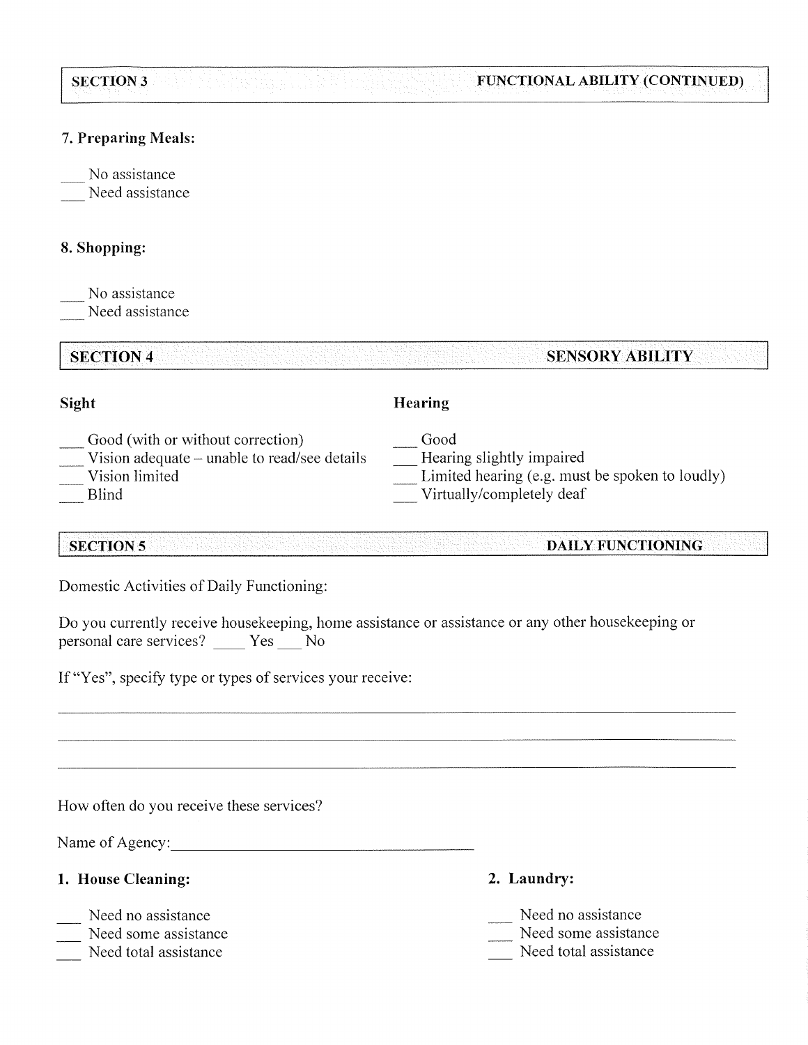## SECTION 3 FUNCTIONAL ABILITY (CONTINUED)

**7. Preparing Meals:**

___ No assistance
___ Need assistance

**8. Shopping:**

___ No assistance
___ Need assistance

## SECTION 4 SENSORY ABILITY

**Sight**

___ Good (with or without correction)
___ Vision adequate – unable to read/see details
___ Vision limited
___ Blind

**Hearing**

___ Good
___ Hearing slightly impaired
___ Limited hearing (e.g. must be spoken to loudly)
___ Virtually/completely deaf

## SECTION 5 DAILY FUNCTIONING

Domestic Activities of Daily Functioning:

Do you currently receive housekeeping, home assistance or assistance or any other housekeeping or personal care services? ____ Yes ___ No

If "Yes", specify type or types of services your receive:

______________________________________________________________________________

______________________________________________________________________________

______________________________________________________________________________

How often do you receive these services?

Name of Agency:_______________________________________

**1. House Cleaning:**

___ Need no assistance
___ Need some assistance
___ Need total assistance

**2. Laundry:**

___ Need no assistance
___ Need some assistance
___ Need total assistance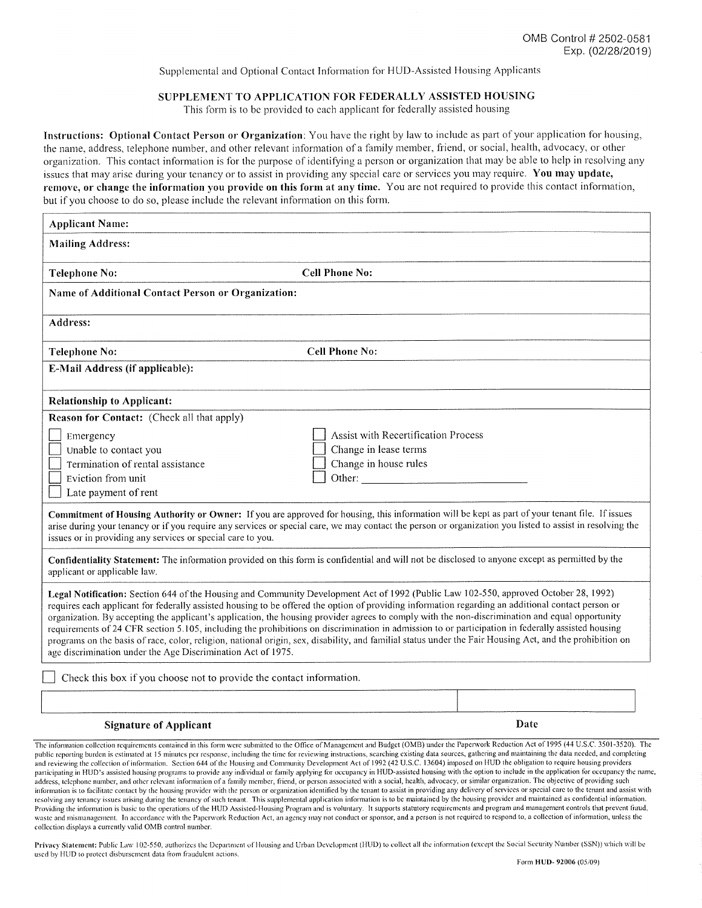OMB Control # 2502-0581
Exp. (02/28/2019)

Supplemental and Optional Contact Information for HUD-Assisted Housing Applicants

## SUPPLEMENT TO APPLICATION FOR FEDERALLY ASSISTED HOUSING

This form is to be provided to each applicant for federally assisted housing

**Instructions: Optional Contact Person or Organization**: You have the right by law to include as part of your application for housing, the name, address, telephone number, and other relevant information of a family member, friend, or social, health, advocacy, or other organization. This contact information is for the purpose of identifying a person or organization that may be able to help in resolving any issues that may arise during your tenancy or to assist in providing any special care or services you may require. **You may update, remove, or change the information you provide on this form at any time.** You are not required to provide this contact information, but if you choose to do so, please include the relevant information on this form.

| | |
|---|---|
| **Applicant Name:** | |
| **Mailing Address:** | |
| **Telephone No:** | **Cell Phone No:** |
| **Name of Additional Contact Person or Organization:** | |
| **Address:** | |
| **Telephone No:** | **Cell Phone No:** |
| **E-Mail Address (if applicable):** | |
| **Relationship to Applicant:** | |

**Reason for Contact:** (Check all that apply)

- ☐ Emergency
- ☐ Unable to contact you
- ☐ Termination of rental assistance
- ☐ Eviction from unit
- ☐ Late payment of rent
- ☐ Assist with Recertification Process
- ☐ Change in lease terms
- ☐ Change in house rules
- ☐ Other: ____________________

**Commitment of Housing Authority or Owner:** If you are approved for housing, this information will be kept as part of your tenant file. If issues arise during your tenancy or if you require any services or special care, we may contact the person or organization you listed to assist in resolving the issues or in providing any services or special care to you.

**Confidentiality Statement:** The information provided on this form is confidential and will not be disclosed to anyone except as permitted by the applicant or applicable law.

**Legal Notification:** Section 644 of the Housing and Community Development Act of 1992 (Public Law 102-550, approved October 28, 1992) requires each applicant for federally assisted housing to be offered the option of providing information regarding an additional contact person or organization. By accepting the applicant's application, the housing provider agrees to comply with the non-discrimination and equal opportunity requirements of 24 CFR section 5.105, including the prohibitions on discrimination in admission to or participation in federally assisted housing programs on the basis of race, color, religion, national origin, sex, disability, and familial status under the Fair Housing Act, and the prohibition on age discrimination under the Age Discrimination Act of 1975.

☐ Check this box if you choose not to provide the contact information.

| | |
|---|---|
| | |
| **Signature of Applicant** | **Date** |

The information collection requirements contained in this form were submitted to the Office of Management and Budget (OMB) under the Paperwork Reduction Act of 1995 (44 U.S.C. 3501-3520). The public reporting burden is estimated at 15 minutes per response, including the time for reviewing instructions, searching existing data sources, gathering and maintaining the data needed, and completing and reviewing the collection of information. Section 644 of the Housing and Community Development Act of 1992 (42 U.S.C. 13604) imposed on HUD the obligation to require housing providers participating in HUD's assisted housing programs to provide any individual or family applying for occupancy in HUD-assisted housing with the option to include in the application for occupancy the name, address, telephone number, and other relevant information of a family member, friend, or person associated with a social, health, advocacy, or similar organization. The objective of providing such information is to facilitate contact by the housing provider with the person or organization identified by the tenant to assist in providing any delivery of services or special care to the tenant and assist with resolving any tenancy issues arising during the tenancy of such tenant. This supplemental application information is to be maintained by the housing provider and maintained as confidential information. Providing the information is basic to the operations of the HUD Assisted-Housing Program and is voluntary. It supports statutory requirements and program and management controls that prevent fraud, waste and mismanagement. In accordance with the Paperwork Reduction Act, an agency may not conduct or sponsor, and a person is not required to respond to, a collection of information, unless the collection displays a currently valid OMB control number.

**Privacy Statement:** Public Law 102-550, authorizes the Department of Housing and Urban Development (HUD) to collect all the information (except the Social Security Number (SSN)) which will be used by HUD to protect disbursement data from fraudulent actions.

Form **HUD- 92006** (05/09)